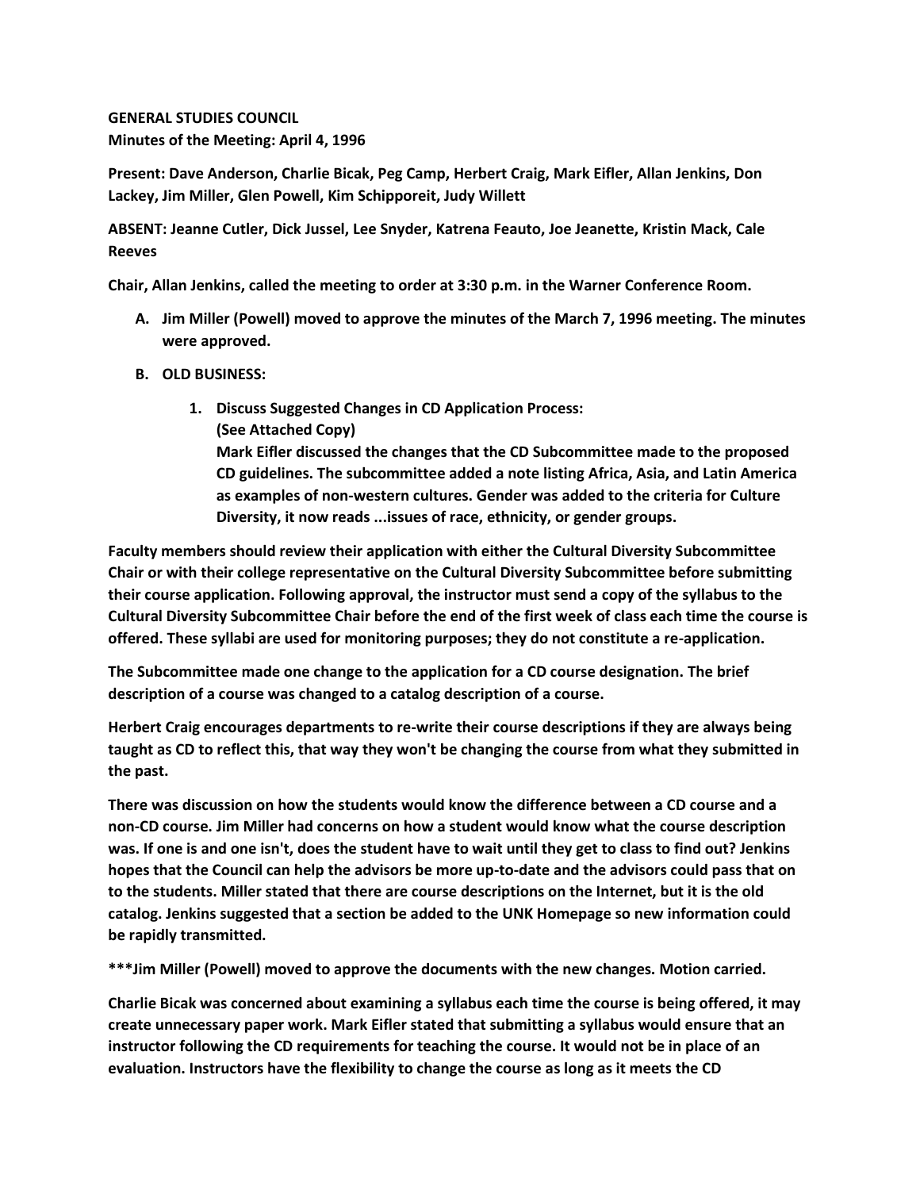**GENERAL STUDIES COUNCIL**
**Minutes of the Meeting: April 4, 1996**

**Present: Dave Anderson, Charlie Bicak, Peg Camp, Herbert Craig, Mark Eifler, Allan Jenkins, Don Lackey, Jim Miller, Glen Powell, Kim Schipporeit, Judy Willett**

**ABSENT: Jeanne Cutler, Dick Jussel, Lee Snyder, Katrena Feauto, Joe Jeanette, Kristin Mack, Cale Reeves**

**Chair, Allan Jenkins, called the meeting to order at 3:30 p.m. in the Warner Conference Room.**

A. **Jim Miller (Powell) moved to approve the minutes of the March 7, 1996 meeting. The minutes were approved.**

B. **OLD BUSINESS:**

   1. **Discuss Suggested Changes in CD Application Process:**
      **(See Attached Copy)**
      **Mark Eifler discussed the changes that the CD Subcommittee made to the proposed CD guidelines. The subcommittee added a note listing Africa, Asia, and Latin America as examples of non-western cultures. Gender was added to the criteria for Culture Diversity, it now reads ...issues of race, ethnicity, or gender groups.**

**Faculty members should review their application with either the Cultural Diversity Subcommittee Chair or with their college representative on the Cultural Diversity Subcommittee before submitting their course application. Following approval, the instructor must send a copy of the syllabus to the Cultural Diversity Subcommittee Chair before the end of the first week of class each time the course is offered. These syllabi are used for monitoring purposes; they do not constitute a re-application.**

**The Subcommittee made one change to the application for a CD course designation. The brief description of a course was changed to a catalog description of a course.**

**Herbert Craig encourages departments to re-write their course descriptions if they are always being taught as CD to reflect this, that way they won't be changing the course from what they submitted in the past.**

**There was discussion on how the students would know the difference between a CD course and a non-CD course. Jim Miller had concerns on how a student would know what the course description was. If one is and one isn't, does the student have to wait until they get to class to find out? Jenkins hopes that the Council can help the advisors be more up-to-date and the advisors could pass that on to the students. Miller stated that there are course descriptions on the Internet, but it is the old catalog. Jenkins suggested that a section be added to the UNK Homepage so new information could be rapidly transmitted.**

**\*\*\*Jim Miller (Powell) moved to approve the documents with the new changes. Motion carried.**

**Charlie Bicak was concerned about examining a syllabus each time the course is being offered, it may create unnecessary paper work. Mark Eifler stated that submitting a syllabus would ensure that an instructor following the CD requirements for teaching the course. It would not be in place of an evaluation. Instructors have the flexibility to change the course as long as it meets the CD**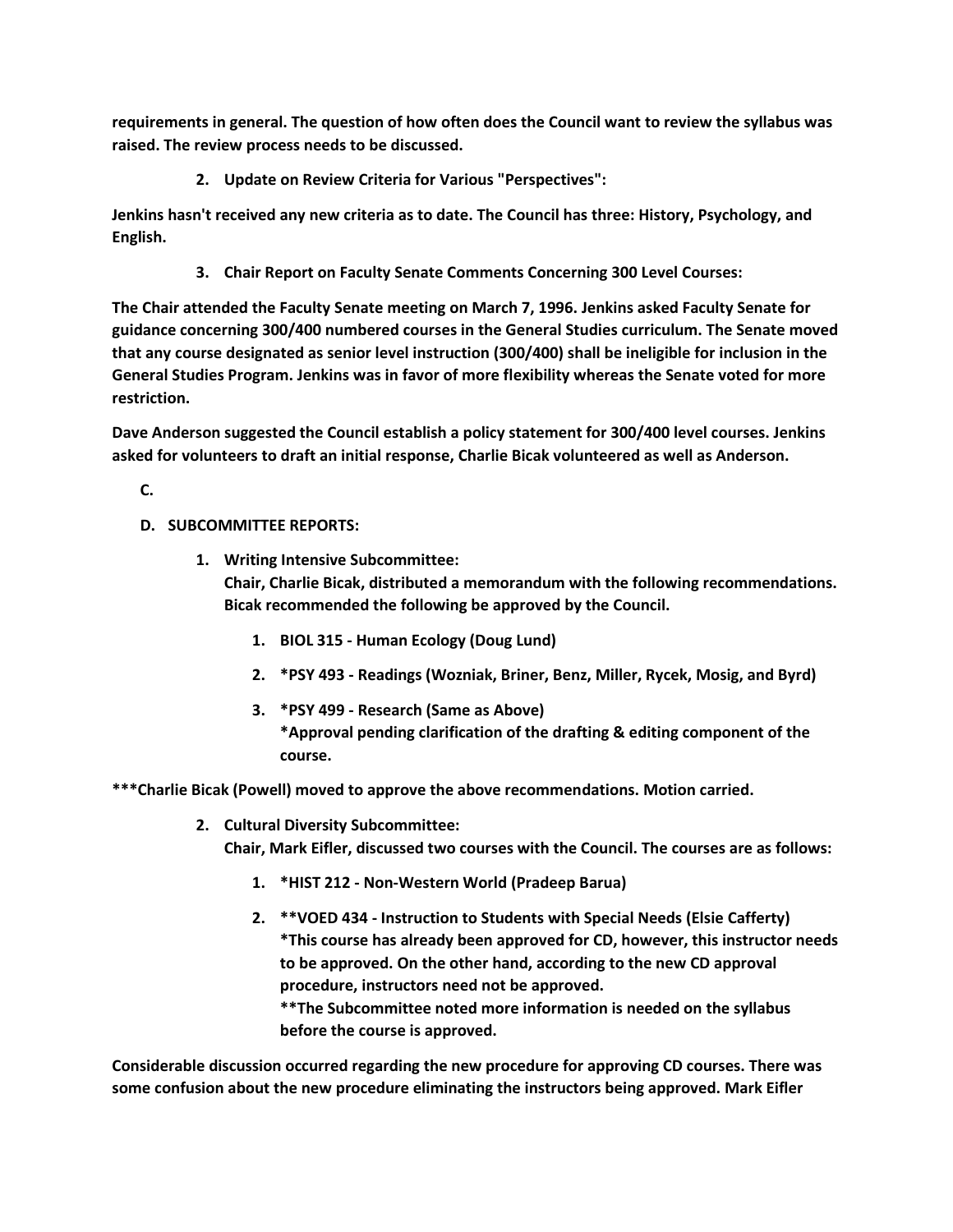**requirements in general. The question of how often does the Council want to review the syllabus was raised. The review process needs to be discussed.**

2. **Update on Review Criteria for Various "Perspectives":**

**Jenkins hasn't received any new criteria as to date. The Council has three: History, Psychology, and English.**

3. **Chair Report on Faculty Senate Comments Concerning 300 Level Courses:**

**The Chair attended the Faculty Senate meeting on March 7, 1996. Jenkins asked Faculty Senate for guidance concerning 300/400 numbered courses in the General Studies curriculum. The Senate moved that any course designated as senior level instruction (300/400) shall be ineligible for inclusion in the General Studies Program. Jenkins was in favor of more flexibility whereas the Senate voted for more restriction.**

**Dave Anderson suggested the Council establish a policy statement for 300/400 level courses. Jenkins asked for volunteers to draft an initial response, Charlie Bicak volunteered as well as Anderson.**

**C.**

**D. SUBCOMMITTEE REPORTS:**

1. **Writing Intensive Subcommittee:**
   **Chair, Charlie Bicak, distributed a memorandum with the following recommendations. Bicak recommended the following be approved by the Council.**

    1. **BIOL 315 - Human Ecology (Doug Lund)**
    2. **\*PSY 493 - Readings (Wozniak, Briner, Benz, Miller, Rycek, Mosig, and Byrd)**
    3. **\*PSY 499 - Research (Same as Above)**
       **\*Approval pending clarification of the drafting & editing component of the course.**

**\*\*\*Charlie Bicak (Powell) moved to approve the above recommendations. Motion carried.**

2. **Cultural Diversity Subcommittee:**
   **Chair, Mark Eifler, discussed two courses with the Council. The courses are as follows:**

    1. **\*HIST 212 - Non-Western World (Pradeep Barua)**
    2. **\*\*VOED 434 - Instruction to Students with Special Needs (Elsie Cafferty)**
       **\*This course has already been approved for CD, however, this instructor needs to be approved. On the other hand, according to the new CD approval procedure, instructors need not be approved.**
       **\*\*The Subcommittee noted more information is needed on the syllabus before the course is approved.**

**Considerable discussion occurred regarding the new procedure for approving CD courses. There was some confusion about the new procedure eliminating the instructors being approved. Mark Eifler**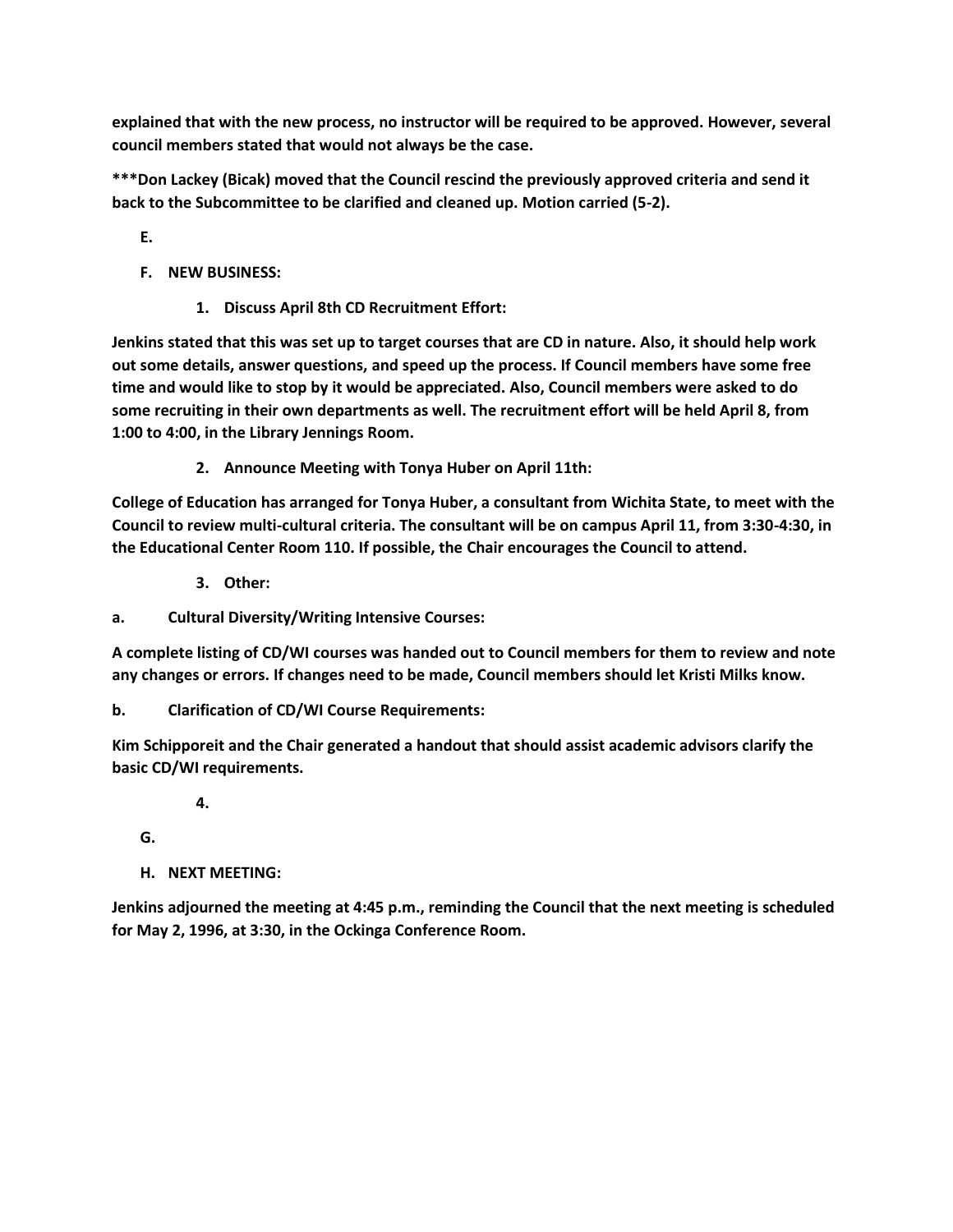**explained that with the new process, no instructor will be required to be approved. However, several council members stated that would not always be the case.**

**\*\*\*Don Lackey (Bicak) moved that the Council rescind the previously approved criteria and send it back to the Subcommittee to be clarified and cleaned up. Motion carried (5-2).**

**E.**

**F. NEW BUSINESS:**

**1. Discuss April 8th CD Recruitment Effort:**

**Jenkins stated that this was set up to target courses that are CD in nature. Also, it should help work out some details, answer questions, and speed up the process. If Council members have some free time and would like to stop by it would be appreciated. Also, Council members were asked to do some recruiting in their own departments as well. The recruitment effort will be held April 8, from 1:00 to 4:00, in the Library Jennings Room.**

**2. Announce Meeting with Tonya Huber on April 11th:**

**College of Education has arranged for Tonya Huber, a consultant from Wichita State, to meet with the Council to review multi-cultural criteria. The consultant will be on campus April 11, from 3:30-4:30, in the Educational Center Room 110. If possible, the Chair encourages the Council to attend.**

**3. Other:**

**a. Cultural Diversity/Writing Intensive Courses:**

**A complete listing of CD/WI courses was handed out to Council members for them to review and note any changes or errors. If changes need to be made, Council members should let Kristi Milks know.**

**b. Clarification of CD/WI Course Requirements:**

**Kim Schipporeit and the Chair generated a handout that should assist academic advisors clarify the basic CD/WI requirements.**

**4.**

**G.**

**H. NEXT MEETING:**

**Jenkins adjourned the meeting at 4:45 p.m., reminding the Council that the next meeting is scheduled for May 2, 1996, at 3:30, in the Ockinga Conference Room.**